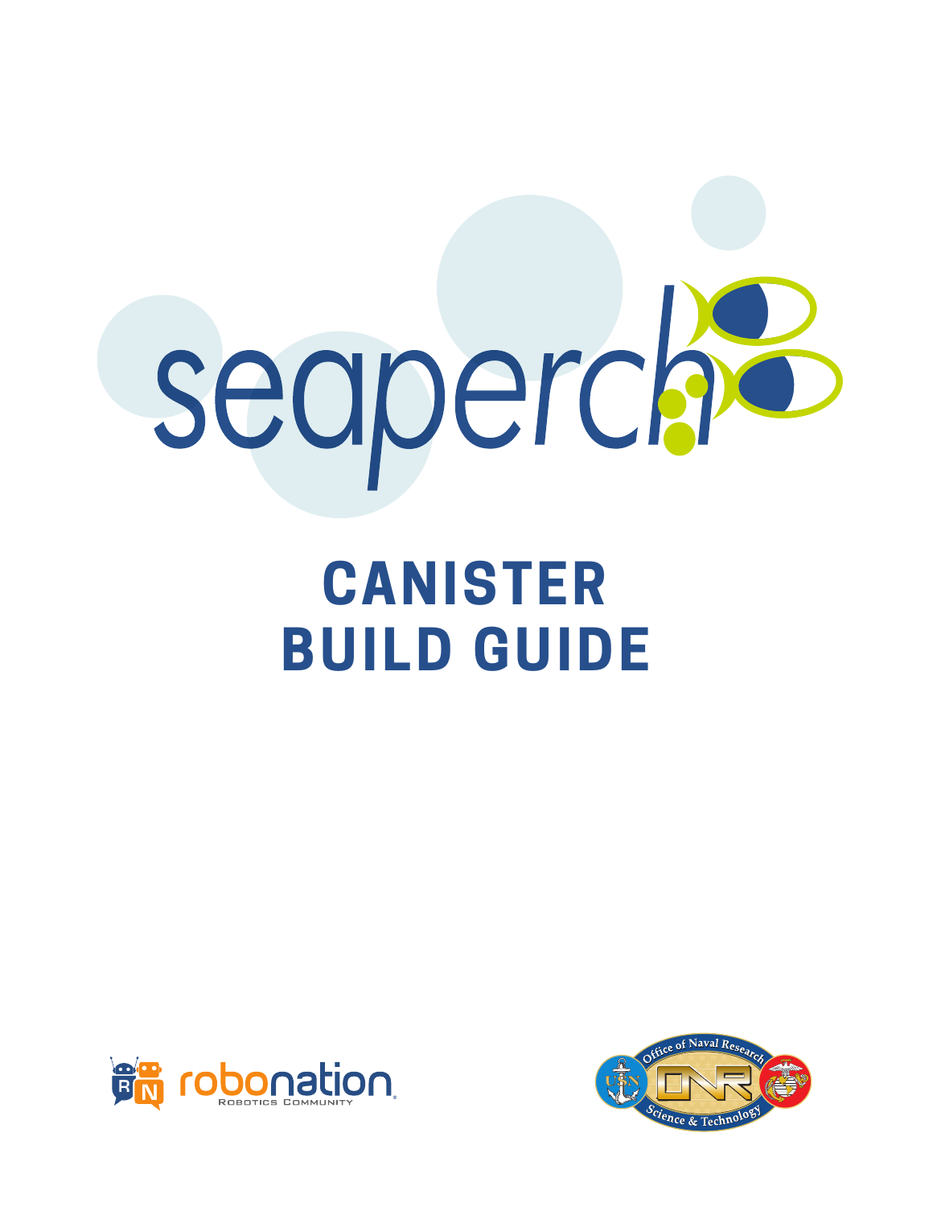seaperch

# CANISTER BUILD GUIDE

robonation ROBOTICS COMMUNITY

Office of Naval Research Science & Technology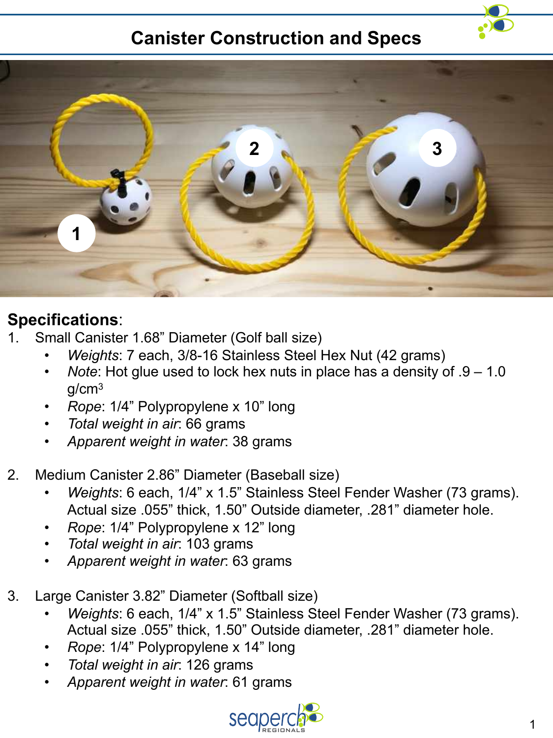# Canister Construction and Specs

## Specifications:

1. Small Canister 1.68" Diameter (Golf ball size)
   - *Weights*: 7 each, 3/8-16 Stainless Steel Hex Nut (42 grams)
   - *Note*: Hot glue used to lock hex nuts in place has a density of .9 – 1.0 g/cm$^3$
   - *Rope*: 1/4" Polypropylene x 10" long
   - *Total weight in air*: 66 grams
   - *Apparent weight in water*: 38 grams

2. Medium Canister 2.86" Diameter (Baseball size)
   - *Weights*: 6 each, 1/4" x 1.5" Stainless Steel Fender Washer (73 grams). Actual size .055" thick, 1.50" Outside diameter, .281" diameter hole.
   - *Rope*: 1/4" Polypropylene x 12" long
   - *Total weight in air*: 103 grams
   - *Apparent weight in water*: 63 grams

3. Large Canister 3.82" Diameter (Softball size)
   - *Weights*: 6 each, 1/4" x 1.5" Stainless Steel Fender Washer (73 grams). Actual size .055" thick, 1.50" Outside diameter, .281" diameter hole.
   - *Rope*: 1/4" Polypropylene x 14" long
   - *Total weight in air*: 126 grams
   - *Apparent weight in water*: 61 grams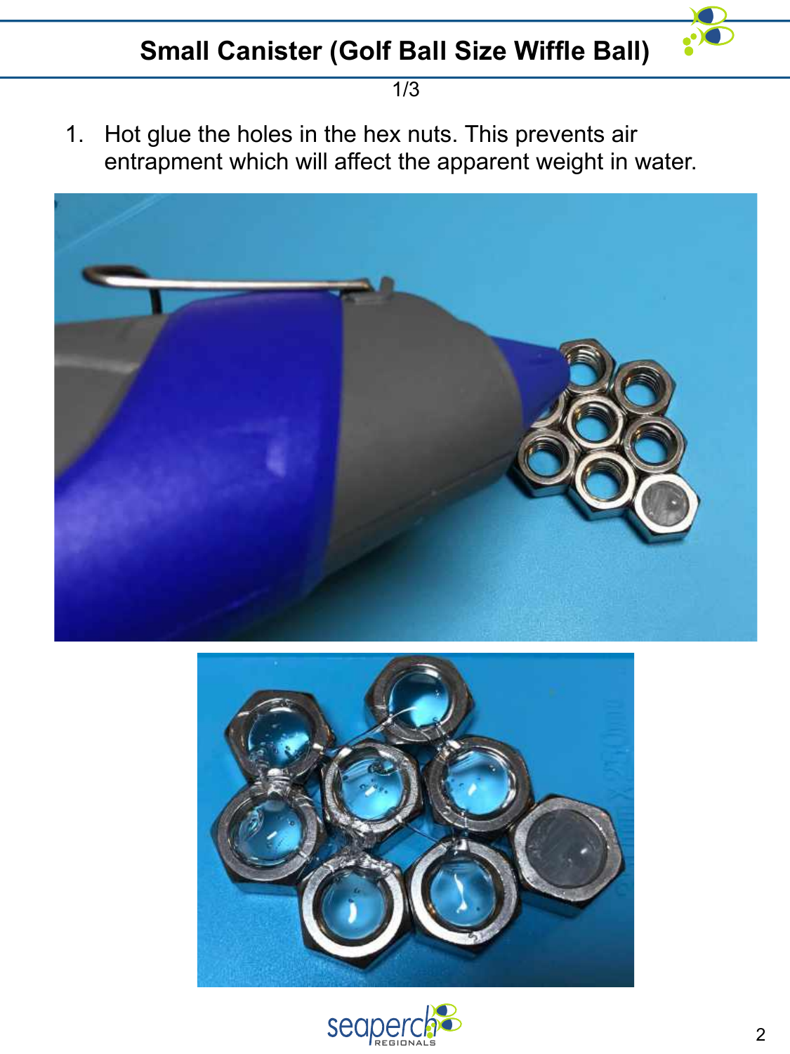## Small Canister (Golf Ball Size Wiffle Ball)

1/3

1. Hot glue the holes in the hex nuts. This prevents air entrapment which will affect the apparent weight in water.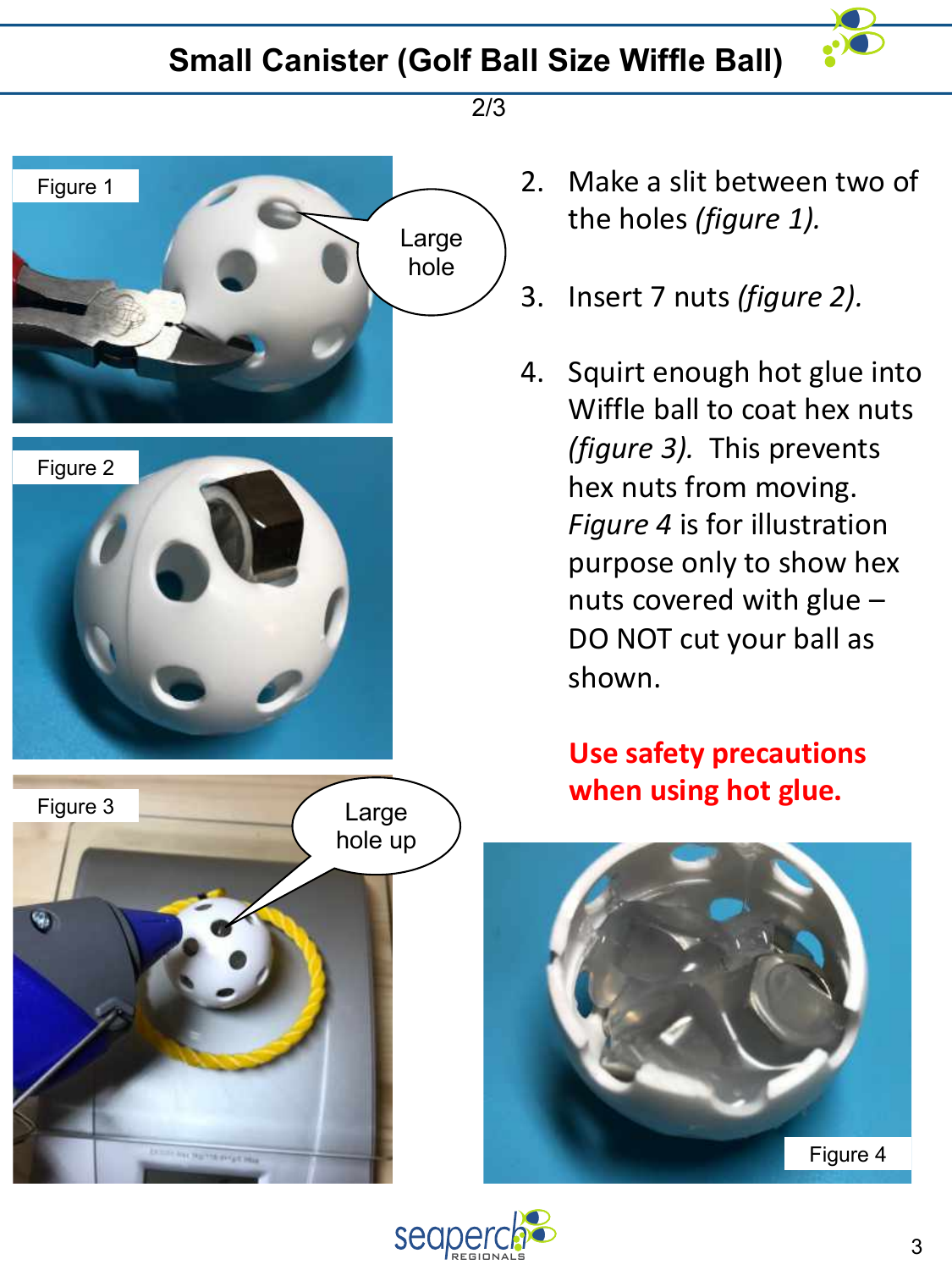# Small Canister (Golf Ball Size Wiffle Ball)

2/3

Figure 1

Large hole

Figure 2

Figure 3

Large hole up

2. Make a slit between two of the holes *(figure 1).*

3. Insert 7 nuts *(figure 2).*

4. Squirt enough hot glue into Wiffle ball to coat hex nuts *(figure 3).* This prevents hex nuts from moving. *Figure 4* is for illustration purpose only to show hex nuts covered with glue – DO NOT cut your ball as shown.

**Use safety precautions when using hot glue.**

Figure 4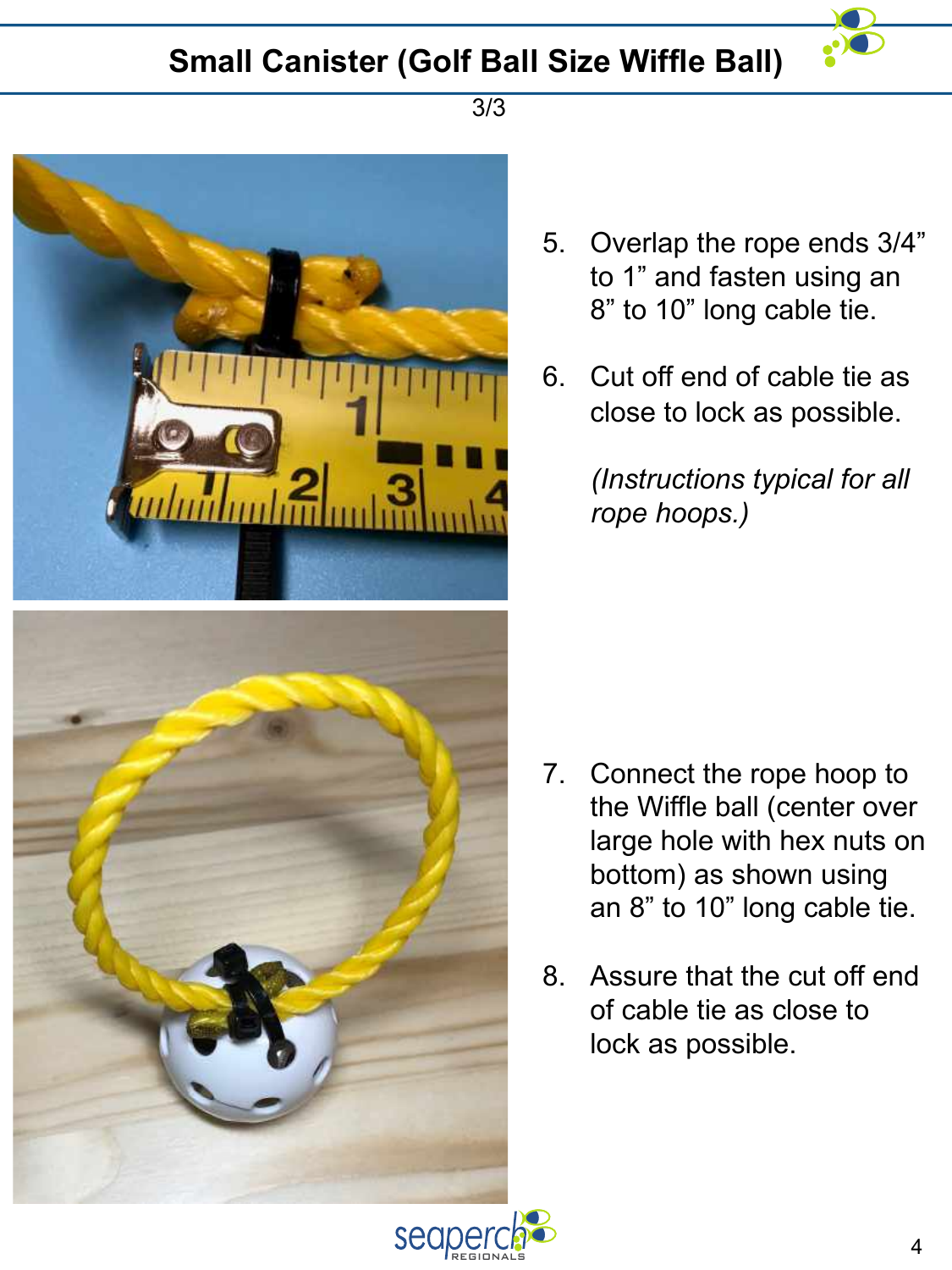# Small Canister (Golf Ball Size Wiffle Ball)

3/3

5. Overlap the rope ends 3/4" to 1" and fasten using an 8" to 10" long cable tie.

6. Cut off end of cable tie as close to lock as possible.

   *(Instructions typical for all rope hoops.)*

7. Connect the rope hoop to the Wiffle ball (center over large hole with hex nuts on bottom) as shown using an 8" to 10" long cable tie.

8. Assure that the cut off end of cable tie as close to lock as possible.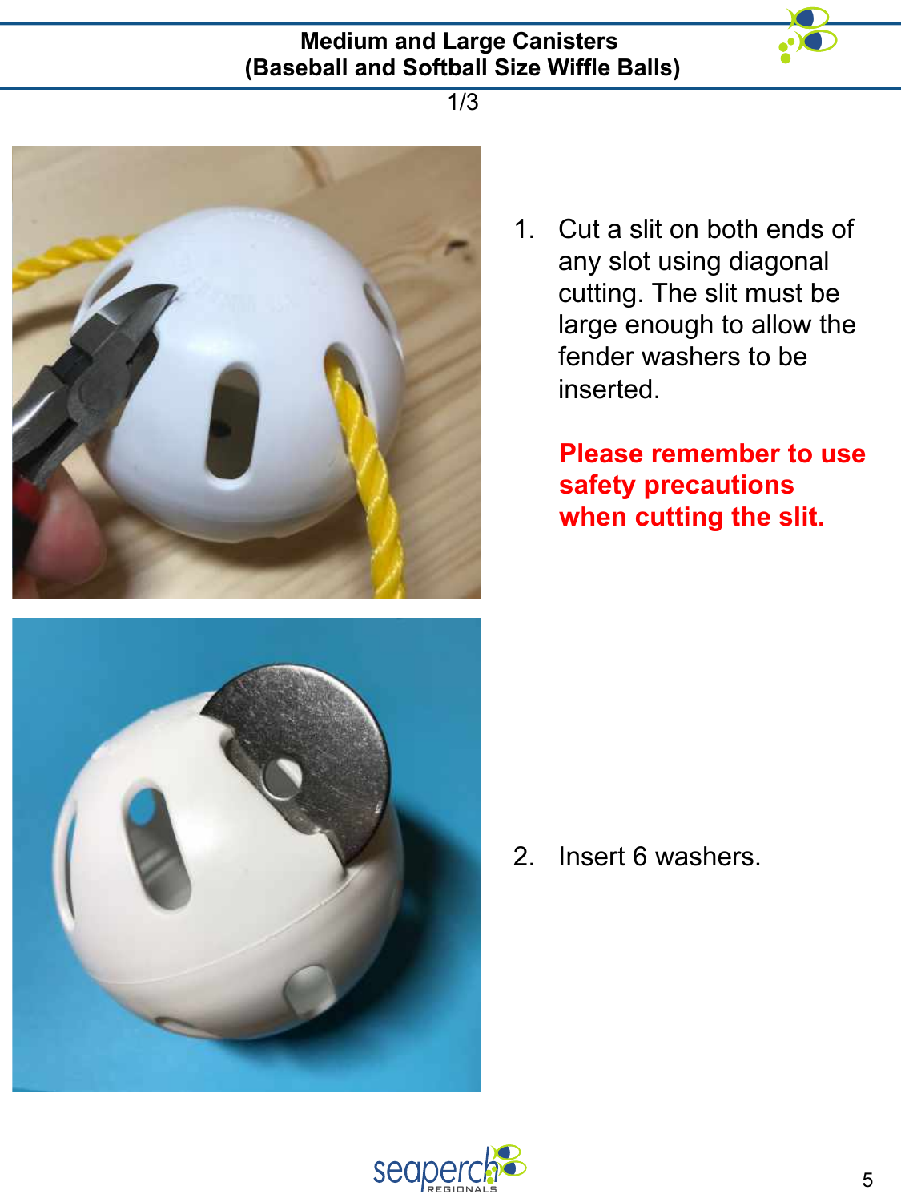# Medium and Large Canisters
## (Baseball and Softball Size Wiffle Balls)

1/3

1. Cut a slit on both ends of any slot using diagonal cutting. The slit must be large enough to allow the fender washers to be inserted.

   **Please remember to use safety precautions when cutting the slit.**

2. Insert 6 washers.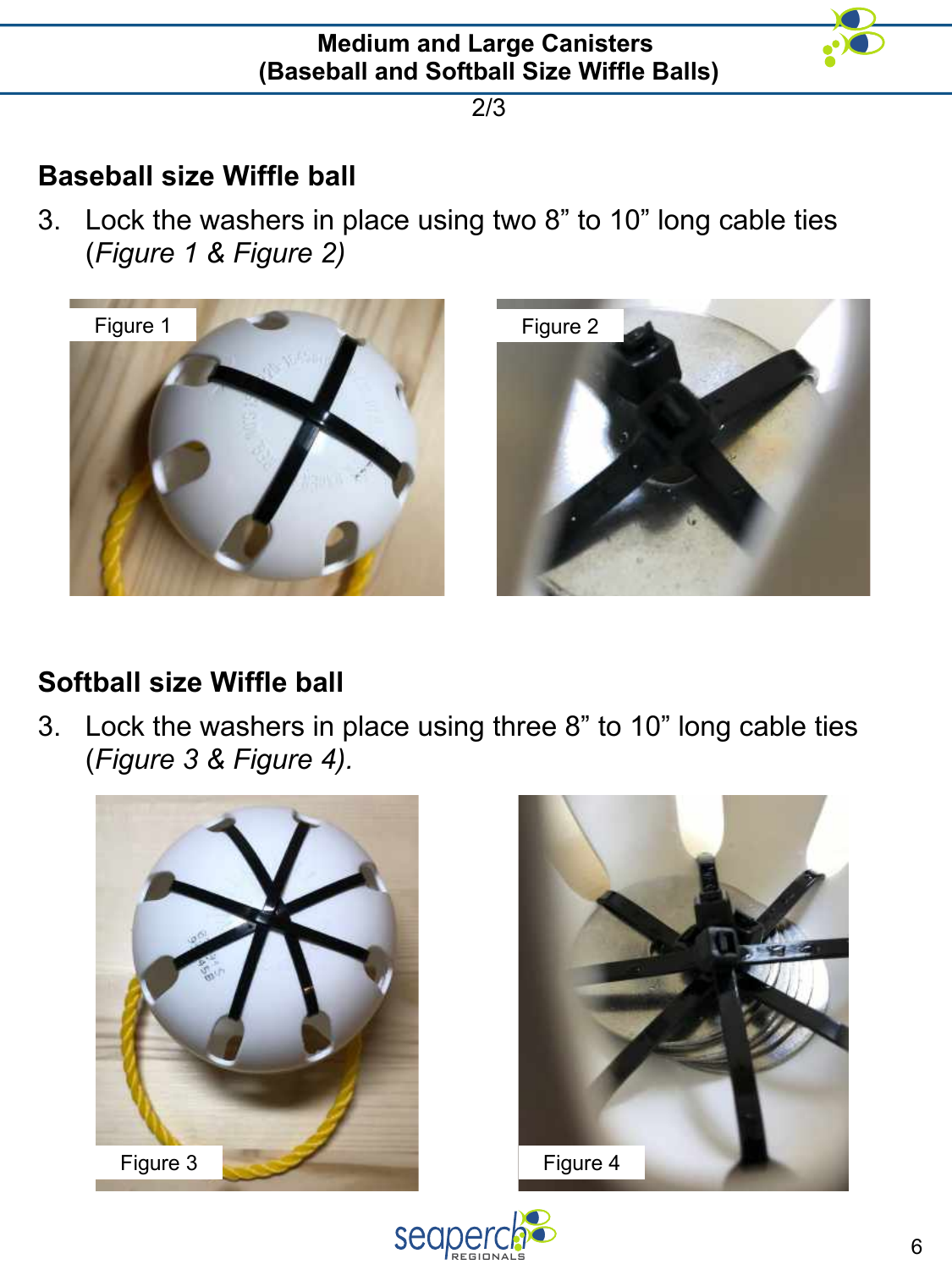## Baseball size Wiffle ball

3. Lock the washers in place using two 8” to 10” long cable ties (*Figure 1 & Figure 2)*

Figure 1

Figure 2

## Softball size Wiffle ball

3. Lock the washers in place using three 8” to 10” long cable ties (*Figure 3 & Figure 4).*

Figure 3

Figure 4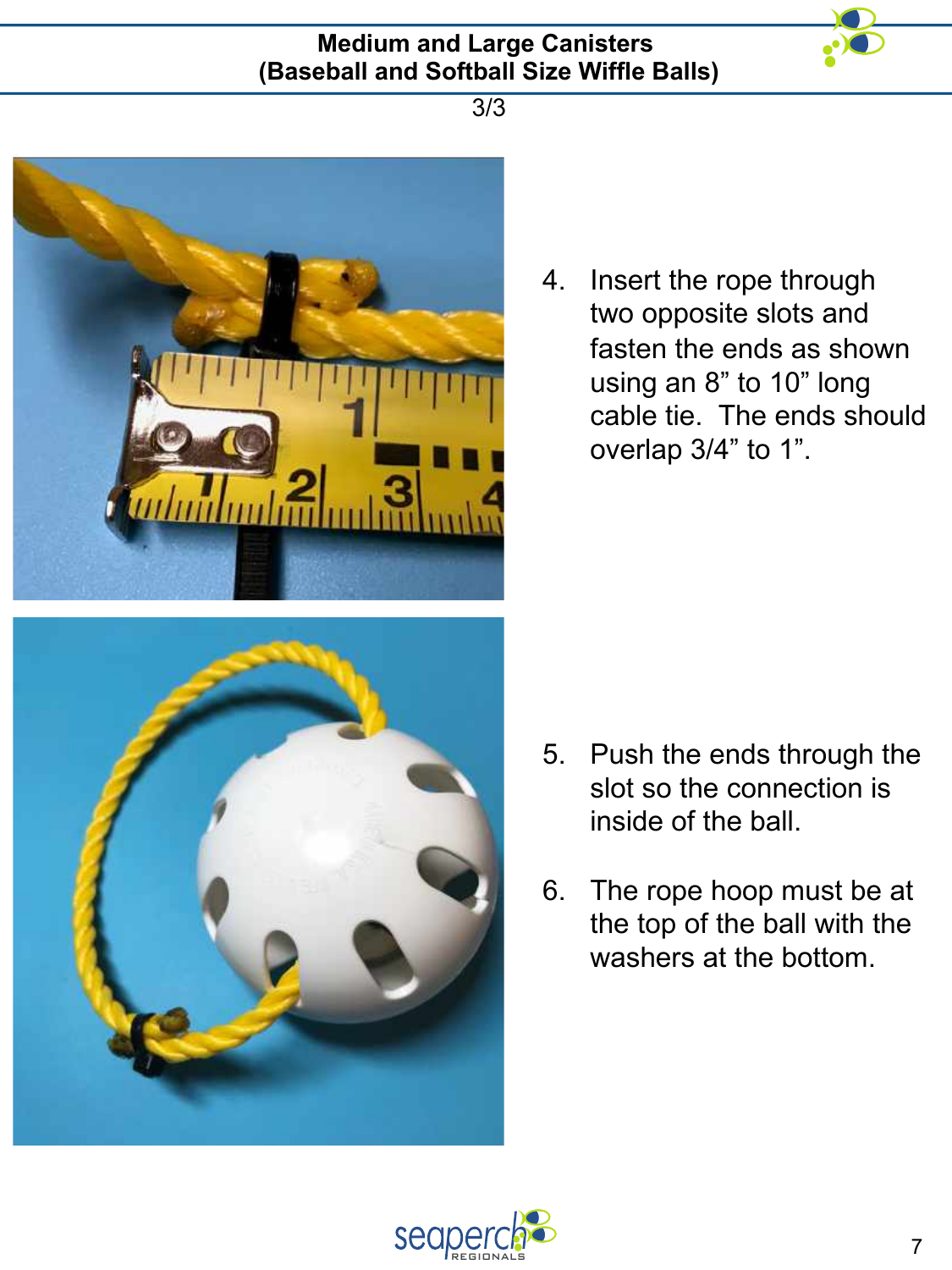4. Insert the rope through two opposite slots and fasten the ends as shown using an 8” to 10” long cable tie. The ends should overlap 3/4” to 1”.

5. Push the ends through the slot so the connection is inside of the ball.

6. The rope hoop must be at the top of the ball with the washers at the bottom.